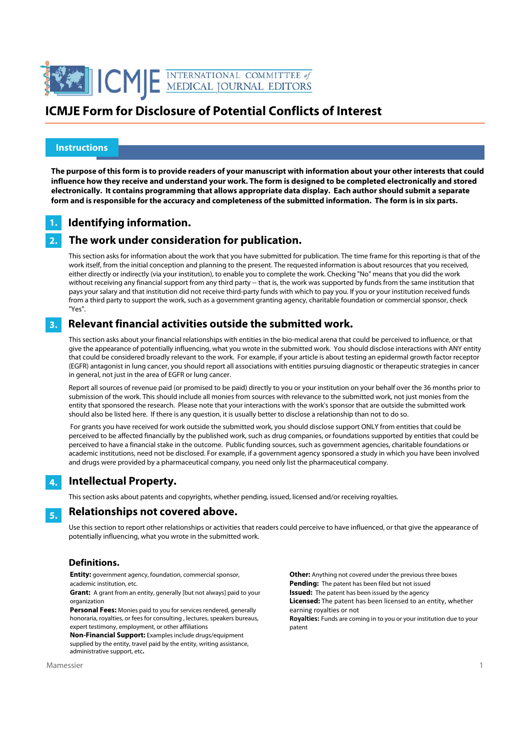# ICMJE Form for Disclosure of Potential Conflicts of Interest

## Instructions

**The purpose of this form is to provide readers of your manuscript with information about your other interests that could influence how they receive and understand your work. The form is designed to be completed electronically and stored electronically. It contains programming that allows appropriate data display. Each author should submit a separate form and is responsible for the accuracy and completeness of the submitted information. The form is in six parts.**

### 1. Identifying information.

### 2. The work under consideration for publication.

This section asks for information about the work that you have submitted for publication. The time frame for this reporting is that of the work itself, from the initial conception and planning to the present. The requested information is about resources that you received, either directly or indirectly (via your institution), to enable you to complete the work. Checking "No" means that you did the work without receiving any financial support from any third party -- that is, the work was supported by funds from the same institution that pays your salary and that institution did not receive third-party funds with which to pay you. If you or your institution received funds from a third party to support the work, such as a government granting agency, charitable foundation or commercial sponsor, check "Yes".

### 3. Relevant financial activities outside the submitted work.

This section asks about your financial relationships with entities in the bio-medical arena that could be perceived to influence, or that give the appearance of potentially influencing, what you wrote in the submitted work. You should disclose interactions with ANY entity that could be considered broadly relevant to the work. For example, if your article is about testing an epidermal growth factor receptor (EGFR) antagonist in lung cancer, you should report all associations with entities pursuing diagnostic or therapeutic strategies in cancer in general, not just in the area of EGFR or lung cancer.

Report all sources of revenue paid (or promised to be paid) directly to you or your institution on your behalf over the 36 months prior to submission of the work. This should include all monies from sources with relevance to the submitted work, not just monies from the entity that sponsored the research. Please note that your interactions with the work's sponsor that are outside the submitted work should also be listed here. If there is any question, it is usually better to disclose a relationship than not to do so.

For grants you have received for work outside the submitted work, you should disclose support ONLY from entities that could be perceived to be affected financially by the published work, such as drug companies, or foundations supported by entities that could be perceived to have a financial stake in the outcome. Public funding sources, such as government agencies, charitable foundations or academic institutions, need not be disclosed. For example, if a government agency sponsored a study in which you have been involved and drugs were provided by a pharmaceutical company, you need only list the pharmaceutical company.

### 4. Intellectual Property.

This section asks about patents and copyrights, whether pending, issued, licensed and/or receiving royalties.

### 5. Relationships not covered above.

Use this section to report other relationships or activities that readers could perceive to have influenced, or that give the appearance of potentially influencing, what you wrote in the submitted work.

### Definitions.

**Entity:** government agency, foundation, commercial sponsor, academic institution, etc.

**Grant:** A grant from an entity, generally [but not always] paid to your organization

**Personal Fees:** Monies paid to you for services rendered, generally honoraria, royalties, or fees for consulting , lectures, speakers bureaus, expert testimony, employment, or other affiliations

**Non-Financial Support:** Examples include drugs/equipment supplied by the entity, travel paid by the entity, writing assistance, administrative support, etc**.**

**Other:** Anything not covered under the previous three boxes

**Pending:** The patent has been filed but not issued

**Issued:** The patent has been issued by the agency

**Licensed:** The patent has been licensed to an entity, whether earning royalties or not

**Royalties:** Funds are coming in to you or your institution due to your patent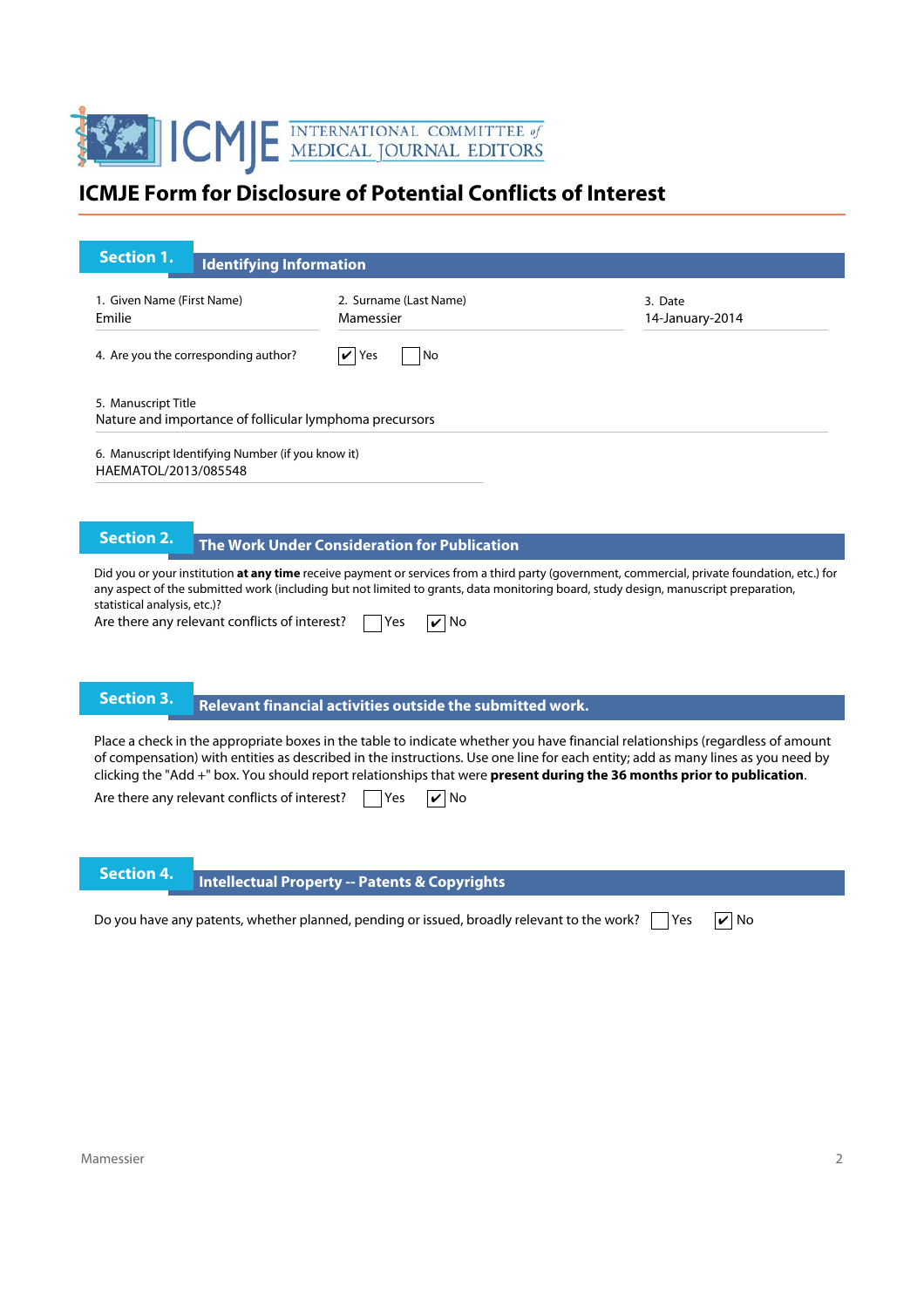# ICMJE Form for Disclosure of Potential Conflicts of Interest

## Section 1. Identifying Information

1. Given Name (First Name): Emilie
2. Surname (Last Name): Mamessier
3. Date: 14-January-2014

4. Are you the corresponding author? ☑ Yes ☐ No

5. Manuscript Title
Nature and importance of follicular lymphoma precursors

6. Manuscript Identifying Number (if you know it)
HAEMATOL/2013/085548

## Section 2. The Work Under Consideration for Publication

Did you or your institution **at any time** receive payment or services from a third party (government, commercial, private foundation, etc.) for any aspect of the submitted work (including but not limited to grants, data monitoring board, study design, manuscript preparation, statistical analysis, etc.)?

Are there any relevant conflicts of interest? ☐ Yes ☑ No

## Section 3. Relevant financial activities outside the submitted work.

Place a check in the appropriate boxes in the table to indicate whether you have financial relationships (regardless of amount of compensation) with entities as described in the instructions. Use one line for each entity; add as many lines as you need by clicking the "Add +" box. You should report relationships that were **present during the 36 months prior to publication**.

Are there any relevant conflicts of interest? ☐ Yes ☑ No

## Section 4. Intellectual Property -- Patents & Copyrights

Do you have any patents, whether planned, pending or issued, broadly relevant to the work? ☐ Yes ☑ No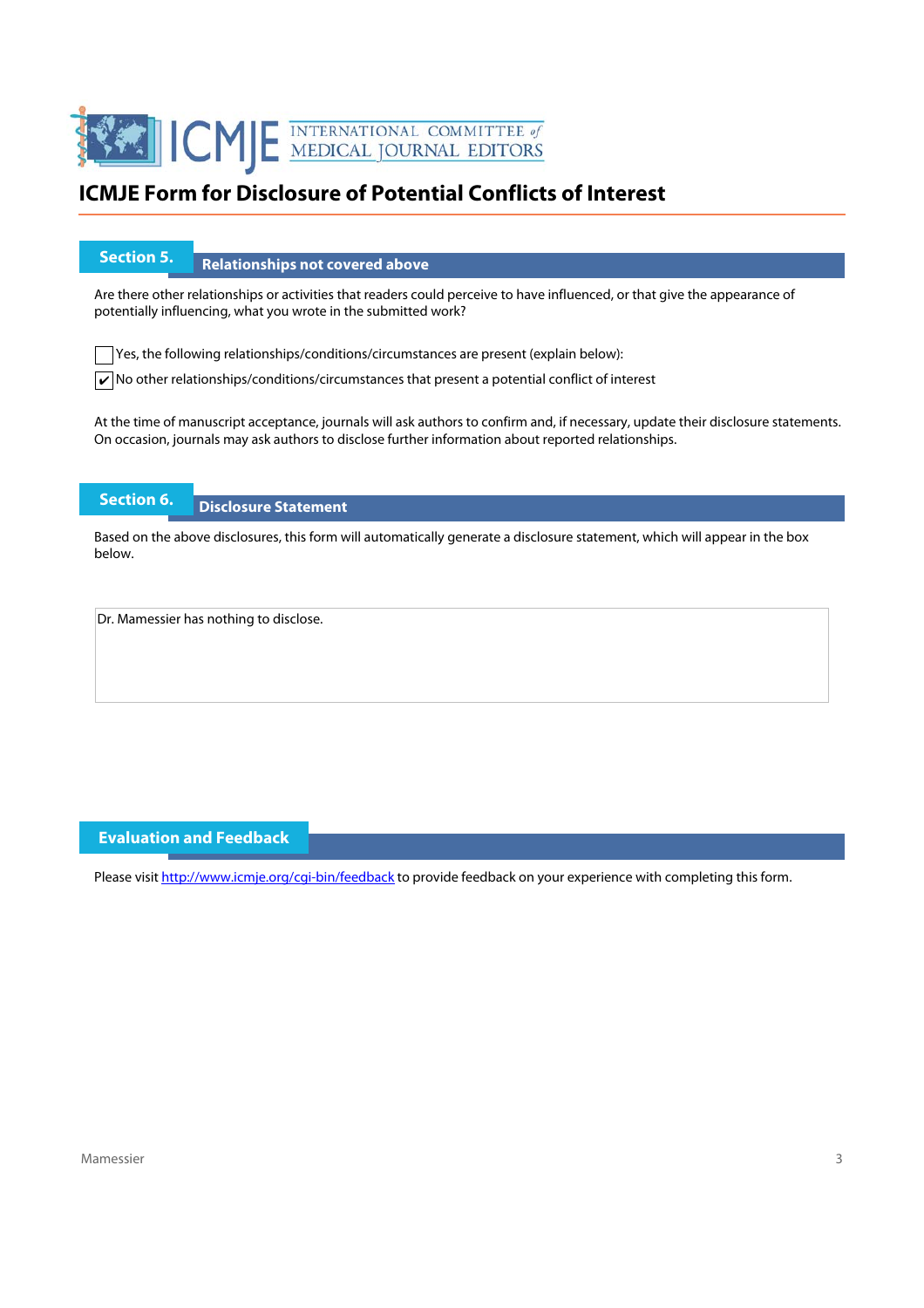# ICMJE Form for Disclosure of Potential Conflicts of Interest

## Section 5. Relationships not covered above

Are there other relationships or activities that readers could perceive to have influenced, or that give the appearance of potentially influencing, what you wrote in the submitted work?

- [ ] Yes, the following relationships/conditions/circumstances are present (explain below):
- [x] No other relationships/conditions/circumstances that present a potential conflict of interest

At the time of manuscript acceptance, journals will ask authors to confirm and, if necessary, update their disclosure statements. On occasion, journals may ask authors to disclose further information about reported relationships.

## Section 6. Disclosure Statement

Based on the above disclosures, this form will automatically generate a disclosure statement, which will appear in the box below.

> Dr. Mamessier has nothing to disclose.

## Evaluation and Feedback

Please visit http://www.icmje.org/cgi-bin/feedback to provide feedback on your experience with completing this form.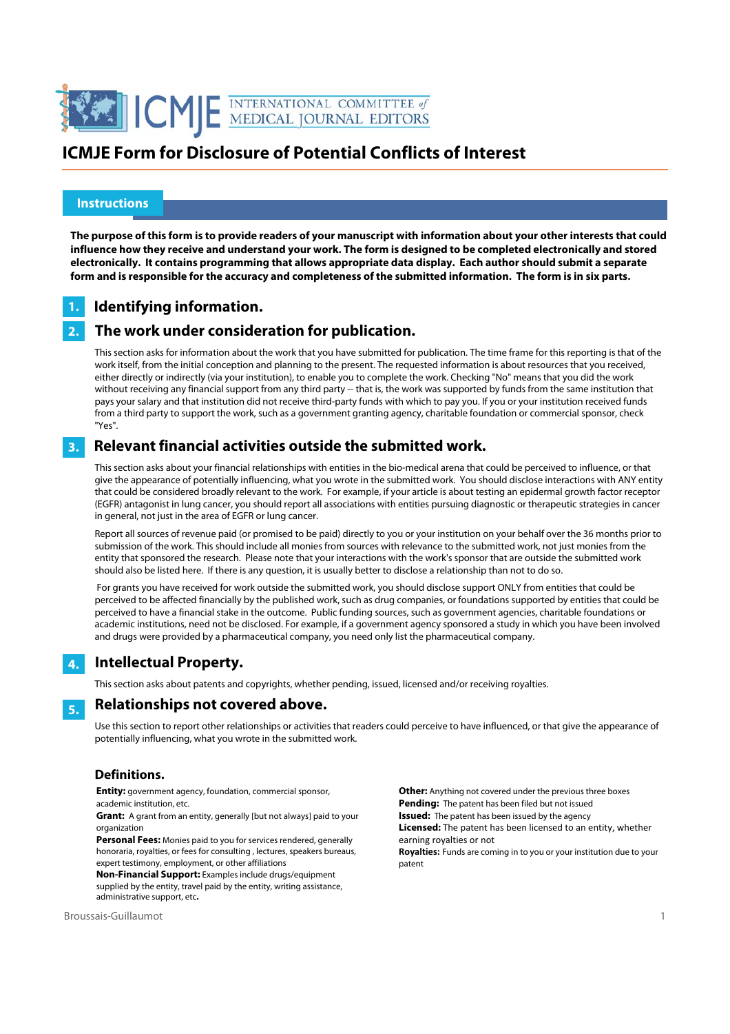# ICMJE Form for Disclosure of Potential Conflicts of Interest

## Instructions

**The purpose of this form is to provide readers of your manuscript with information about your other interests that could influence how they receive and understand your work. The form is designed to be completed electronically and stored electronically. It contains programming that allows appropriate data display. Each author should submit a separate form and is responsible for the accuracy and completeness of the submitted information. The form is in six parts.**

### 1. Identifying information.

### 2. The work under consideration for publication.

This section asks for information about the work that you have submitted for publication. The time frame for this reporting is that of the work itself, from the initial conception and planning to the present. The requested information is about resources that you received, either directly or indirectly (via your institution), to enable you to complete the work. Checking "No" means that you did the work without receiving any financial support from any third party -- that is, the work was supported by funds from the same institution that pays your salary and that institution did not receive third-party funds with which to pay you. If you or your institution received funds from a third party to support the work, such as a government granting agency, charitable foundation or commercial sponsor, check "Yes".

### 3. Relevant financial activities outside the submitted work.

This section asks about your financial relationships with entities in the bio-medical arena that could be perceived to influence, or that give the appearance of potentially influencing, what you wrote in the submitted work. You should disclose interactions with ANY entity that could be considered broadly relevant to the work. For example, if your article is about testing an epidermal growth factor receptor (EGFR) antagonist in lung cancer, you should report all associations with entities pursuing diagnostic or therapeutic strategies in cancer in general, not just in the area of EGFR or lung cancer.

Report all sources of revenue paid (or promised to be paid) directly to you or your institution on your behalf over the 36 months prior to submission of the work. This should include all monies from sources with relevance to the submitted work, not just monies from the entity that sponsored the research. Please note that your interactions with the work's sponsor that are outside the submitted work should also be listed here. If there is any question, it is usually better to disclose a relationship than not to do so.

For grants you have received for work outside the submitted work, you should disclose support ONLY from entities that could be perceived to be affected financially by the published work, such as drug companies, or foundations supported by entities that could be perceived to have a financial stake in the outcome. Public funding sources, such as government agencies, charitable foundations or academic institutions, need not be disclosed. For example, if a government agency sponsored a study in which you have been involved and drugs were provided by a pharmaceutical company, you need only list the pharmaceutical company.

### 4. Intellectual Property.

This section asks about patents and copyrights, whether pending, issued, licensed and/or receiving royalties.

### 5. Relationships not covered above.

Use this section to report other relationships or activities that readers could perceive to have influenced, or that give the appearance of potentially influencing, what you wrote in the submitted work.

### Definitions.

**Entity:** government agency, foundation, commercial sponsor, academic institution, etc.

**Grant:** A grant from an entity, generally [but not always] paid to your organization

**Personal Fees:** Monies paid to you for services rendered, generally honoraria, royalties, or fees for consulting , lectures, speakers bureaus, expert testimony, employment, or other affiliations

**Non-Financial Support:** Examples include drugs/equipment supplied by the entity, travel paid by the entity, writing assistance, administrative support, etc**.**

**Other:** Anything not covered under the previous three boxes

**Pending:** The patent has been filed but not issued

**Issued:** The patent has been issued by the agency

**Licensed:** The patent has been licensed to an entity, whether earning royalties or not

**Royalties:** Funds are coming in to you or your institution due to your patent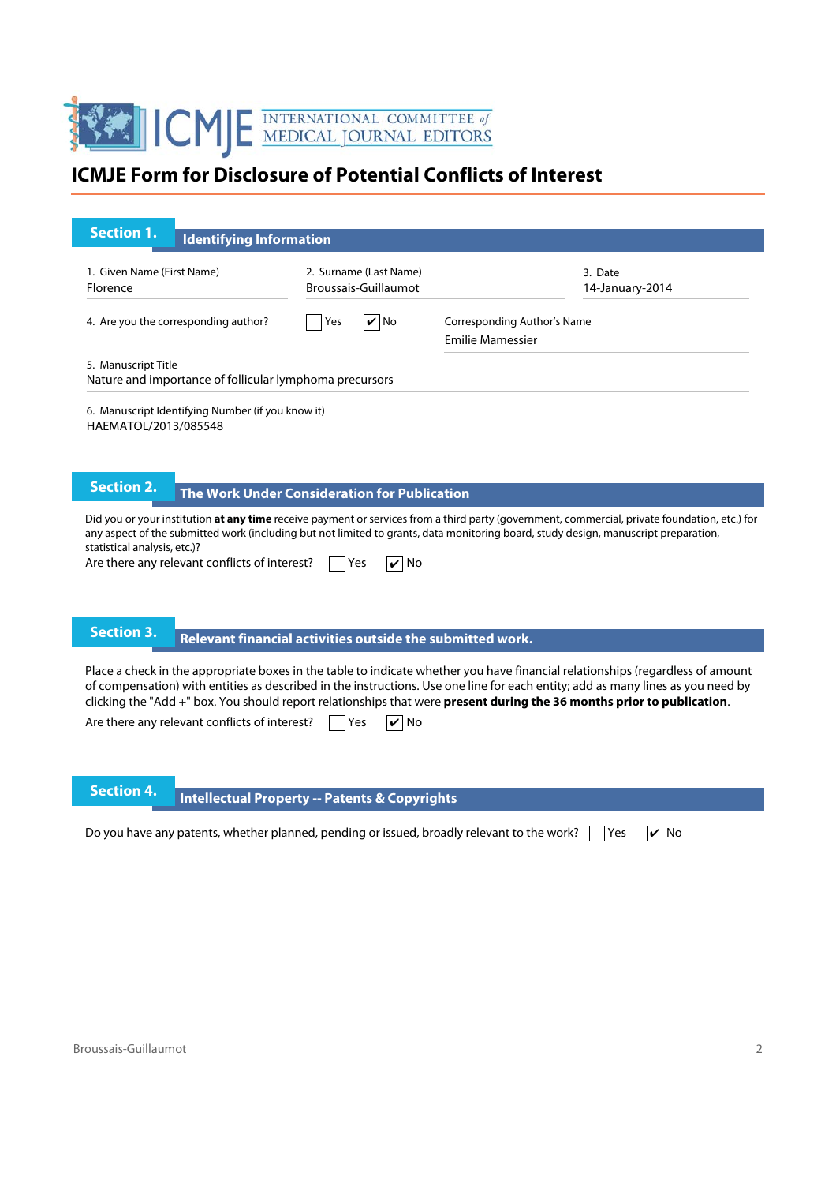# ICMJE Form for Disclosure of Potential Conflicts of Interest

## Section 1. Identifying Information

1. Given Name (First Name)
Florence

2. Surname (Last Name)
Broussais-Guillaumot

3. Date
14-January-2014

4. Are you the corresponding author? ☐ Yes ☑ No

Corresponding Author's Name
Emilie Mamessier

5. Manuscript Title
Nature and importance of follicular lymphoma precursors

6. Manuscript Identifying Number (if you know it)
HAEMATOL/2013/085548

## Section 2. The Work Under Consideration for Publication

Did you or your institution **at any time** receive payment or services from a third party (government, commercial, private foundation, etc.) for any aspect of the submitted work (including but not limited to grants, data monitoring board, study design, manuscript preparation, statistical analysis, etc.)?

Are there any relevant conflicts of interest? ☐ Yes ☑ No

## Section 3. Relevant financial activities outside the submitted work.

Place a check in the appropriate boxes in the table to indicate whether you have financial relationships (regardless of amount of compensation) with entities as described in the instructions. Use one line for each entity; add as many lines as you need by clicking the "Add +" box. You should report relationships that were **present during the 36 months prior to publication**.

Are there any relevant conflicts of interest? ☐ Yes ☑ No

## Section 4. Intellectual Property -- Patents & Copyrights

Do you have any patents, whether planned, pending or issued, broadly relevant to the work? ☐ Yes ☑ No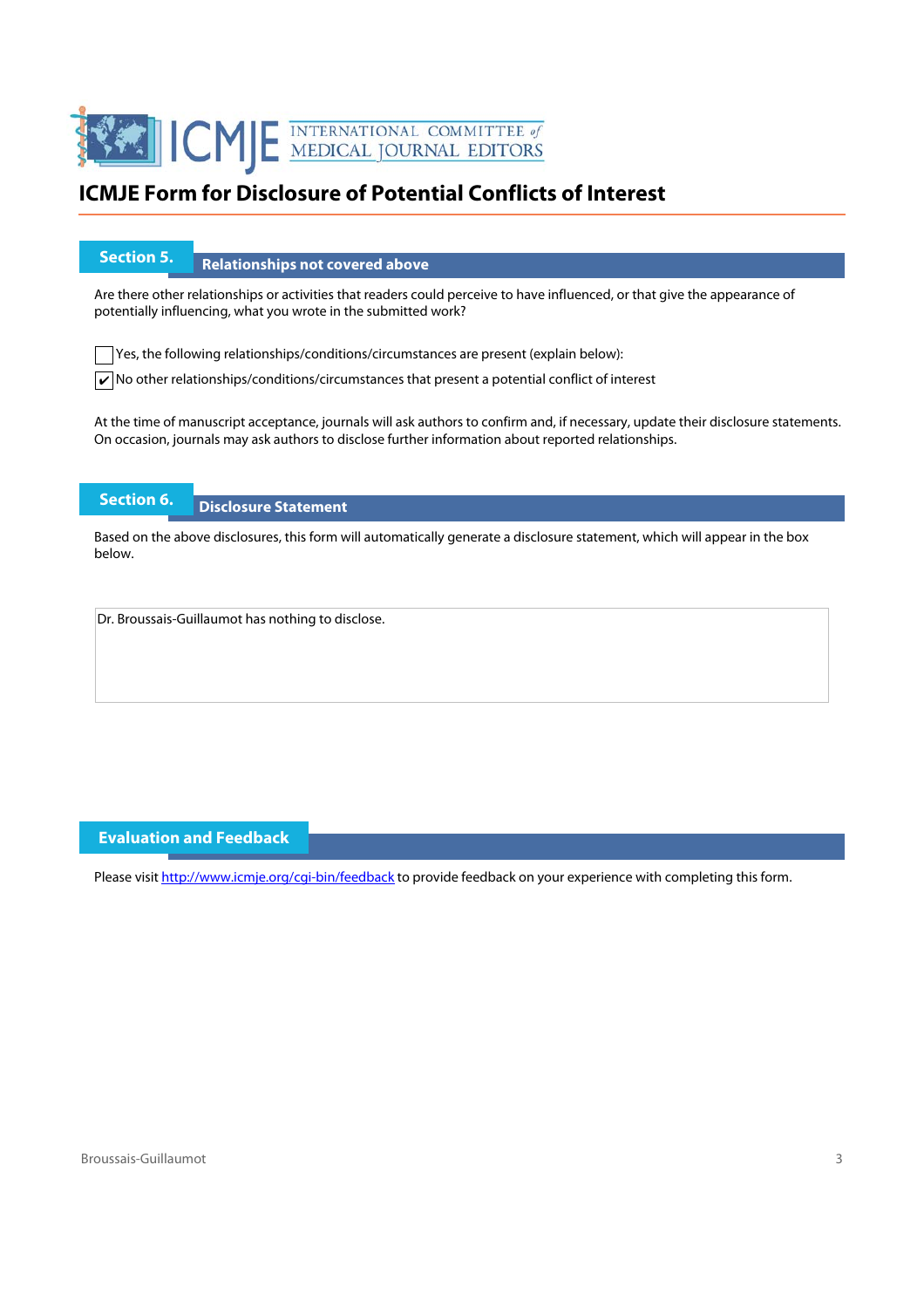# ICMJE Form for Disclosure of Potential Conflicts of Interest

## Section 5. Relationships not covered above

Are there other relationships or activities that readers could perceive to have influenced, or that give the appearance of potentially influencing, what you wrote in the submitted work?

☐ Yes, the following relationships/conditions/circumstances are present (explain below):

☑ No other relationships/conditions/circumstances that present a potential conflict of interest

At the time of manuscript acceptance, journals will ask authors to confirm and, if necessary, update their disclosure statements. On occasion, journals may ask authors to disclose further information about reported relationships.

## Section 6. Disclosure Statement

Based on the above disclosures, this form will automatically generate a disclosure statement, which will appear in the box below.

Dr. Broussais-Guillaumot has nothing to disclose.

## Evaluation and Feedback

Please visit http://www.icmje.org/cgi-bin/feedback to provide feedback on your experience with completing this form.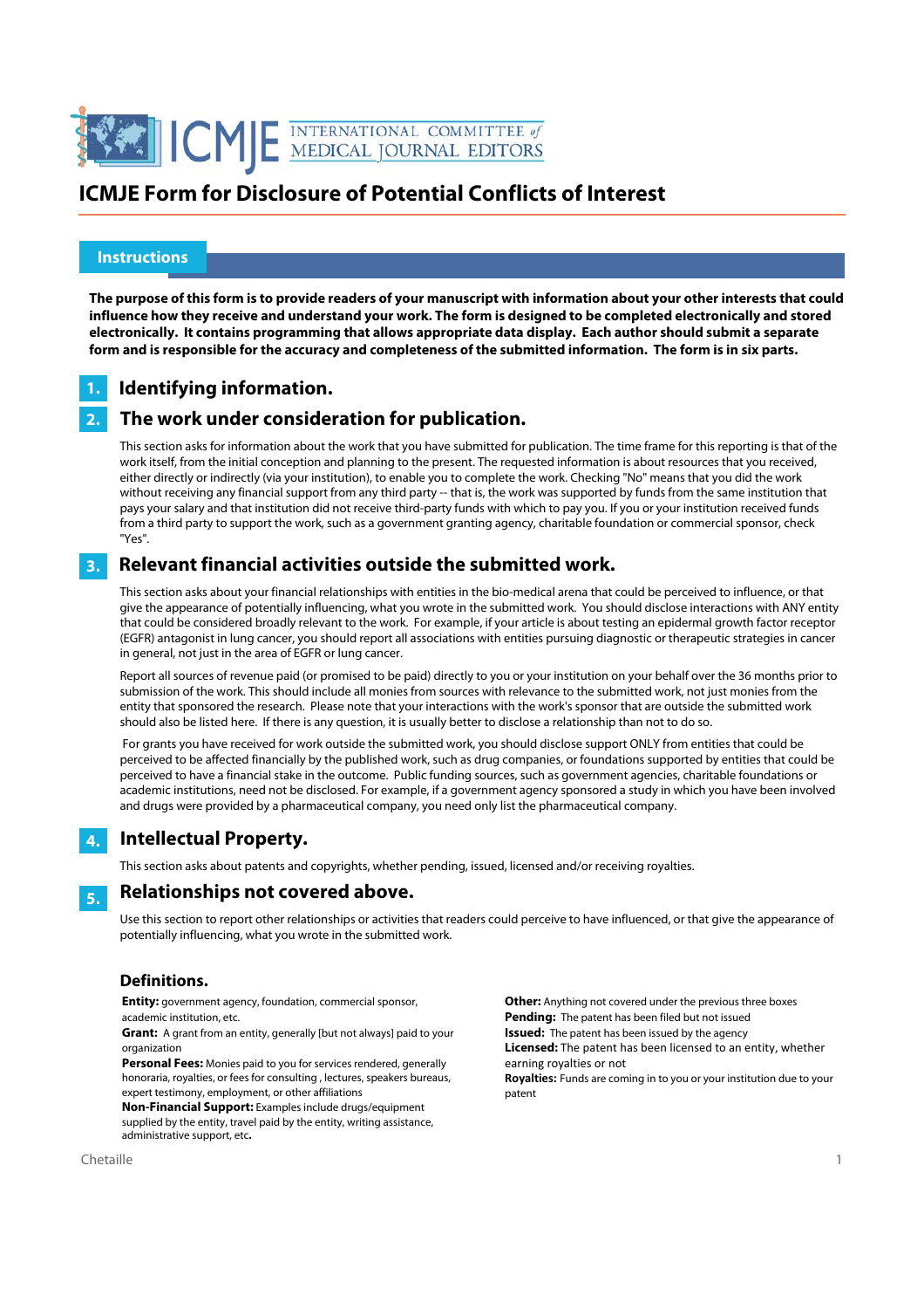# ICMJE Form for Disclosure of Potential Conflicts of Interest

## Instructions

**The purpose of this form is to provide readers of your manuscript with information about your other interests that could influence how they receive and understand your work. The form is designed to be completed electronically and stored electronically. It contains programming that allows appropriate data display. Each author should submit a separate form and is responsible for the accuracy and completeness of the submitted information. The form is in six parts.**

### 1. Identifying information.

### 2. The work under consideration for publication.

This section asks for information about the work that you have submitted for publication. The time frame for this reporting is that of the work itself, from the initial conception and planning to the present. The requested information is about resources that you received, either directly or indirectly (via your institution), to enable you to complete the work. Checking "No" means that you did the work without receiving any financial support from any third party -- that is, the work was supported by funds from the same institution that pays your salary and that institution did not receive third-party funds with which to pay you. If you or your institution received funds from a third party to support the work, such as a government granting agency, charitable foundation or commercial sponsor, check "Yes".

### 3. Relevant financial activities outside the submitted work.

This section asks about your financial relationships with entities in the bio-medical arena that could be perceived to influence, or that give the appearance of potentially influencing, what you wrote in the submitted work. You should disclose interactions with ANY entity that could be considered broadly relevant to the work. For example, if your article is about testing an epidermal growth factor receptor (EGFR) antagonist in lung cancer, you should report all associations with entities pursuing diagnostic or therapeutic strategies in cancer in general, not just in the area of EGFR or lung cancer.

Report all sources of revenue paid (or promised to be paid) directly to you or your institution on your behalf over the 36 months prior to submission of the work. This should include all monies from sources with relevance to the submitted work, not just monies from the entity that sponsored the research. Please note that your interactions with the work's sponsor that are outside the submitted work should also be listed here. If there is any question, it is usually better to disclose a relationship than not to do so.

For grants you have received for work outside the submitted work, you should disclose support ONLY from entities that could be perceived to be affected financially by the published work, such as drug companies, or foundations supported by entities that could be perceived to have a financial stake in the outcome. Public funding sources, such as government agencies, charitable foundations or academic institutions, need not be disclosed. For example, if a government agency sponsored a study in which you have been involved and drugs were provided by a pharmaceutical company, you need only list the pharmaceutical company.

### 4. Intellectual Property.

This section asks about patents and copyrights, whether pending, issued, licensed and/or receiving royalties.

### 5. Relationships not covered above.

Use this section to report other relationships or activities that readers could perceive to have influenced, or that give the appearance of potentially influencing, what you wrote in the submitted work.

### Definitions.

**Entity:** government agency, foundation, commercial sponsor, academic institution, etc.

**Grant:** A grant from an entity, generally [but not always] paid to your organization

**Personal Fees:** Monies paid to you for services rendered, generally honoraria, royalties, or fees for consulting , lectures, speakers bureaus, expert testimony, employment, or other affiliations

**Non-Financial Support:** Examples include drugs/equipment supplied by the entity, travel paid by the entity, writing assistance, administrative support, etc**.**

**Other:** Anything not covered under the previous three boxes

**Pending:** The patent has been filed but not issued

**Issued:** The patent has been issued by the agency

**Licensed:** The patent has been licensed to an entity, whether earning royalties or not

**Royalties:** Funds are coming in to you or your institution due to your patent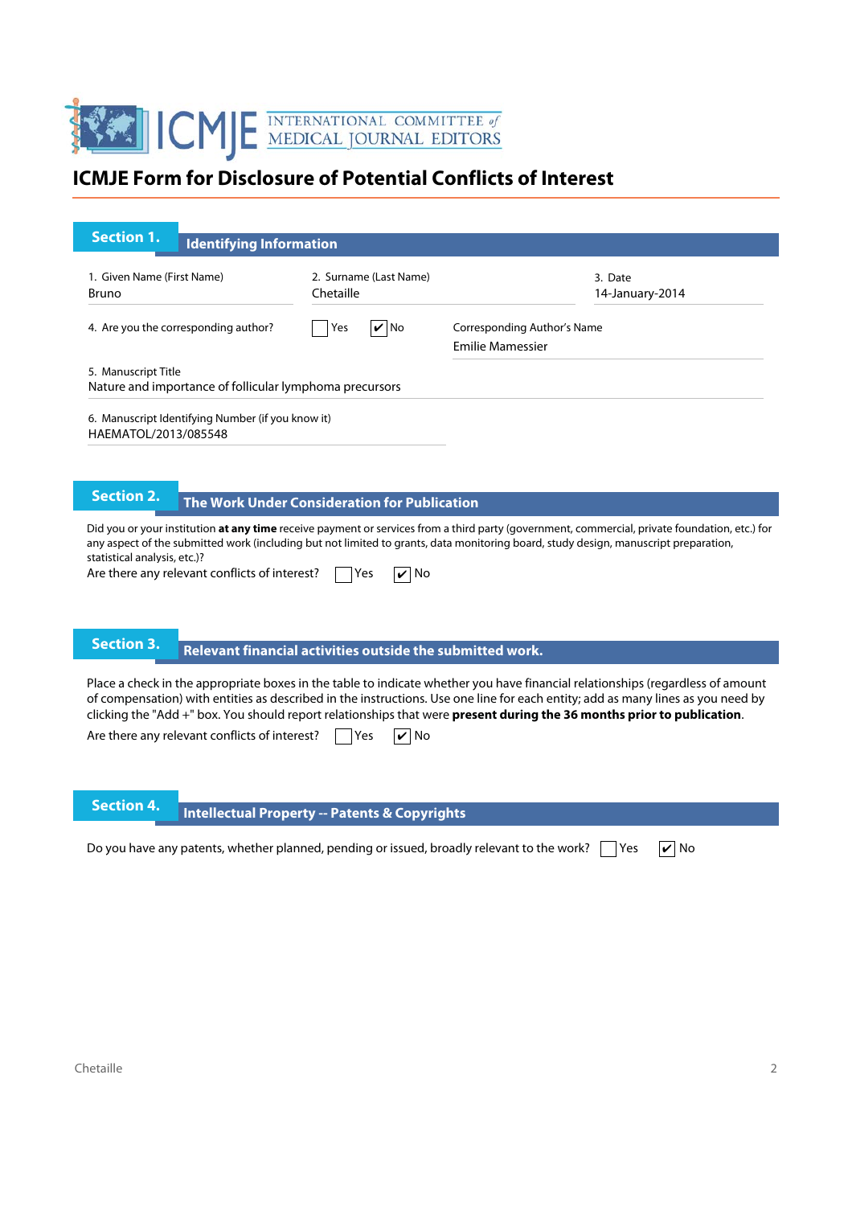INTERNATIONAL COMMITTEE of MEDICAL JOURNAL EDITORS

# ICMJE Form for Disclosure of Potential Conflicts of Interest

## Section 1. Identifying Information

1. Given Name (First Name)
Bruno

2. Surname (Last Name)
Chetaille

3. Date
14-January-2014

4. Are you the corresponding author? ☐ Yes ☑ No

Corresponding Author's Name
Emilie Mamessier

5. Manuscript Title
Nature and importance of follicular lymphoma precursors

6. Manuscript Identifying Number (if you know it)
HAEMATOL/2013/085548

## Section 2. The Work Under Consideration for Publication

Did you or your institution **at any time** receive payment or services from a third party (government, commercial, private foundation, etc.) for any aspect of the submitted work (including but not limited to grants, data monitoring board, study design, manuscript preparation, statistical analysis, etc.)?

Are there any relevant conflicts of interest? ☐ Yes ☑ No

## Section 3. Relevant financial activities outside the submitted work.

Place a check in the appropriate boxes in the table to indicate whether you have financial relationships (regardless of amount of compensation) with entities as described in the instructions. Use one line for each entity; add as many lines as you need by clicking the "Add +" box. You should report relationships that were **present during the 36 months prior to publication**.

Are there any relevant conflicts of interest? ☐ Yes ☑ No

## Section 4. Intellectual Property -- Patents & Copyrights

Do you have any patents, whether planned, pending or issued, broadly relevant to the work? ☐ Yes ☑ No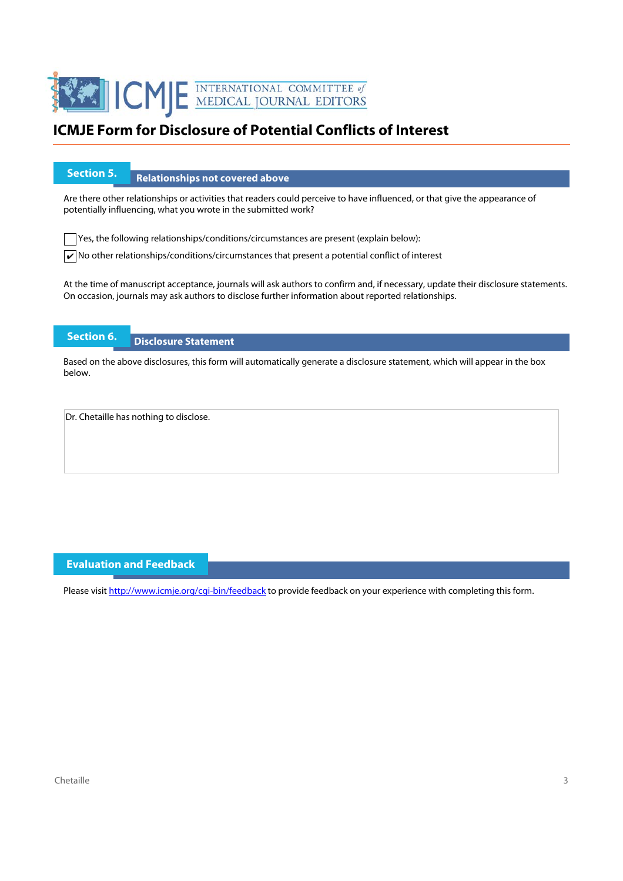# ICMJE Form for Disclosure of Potential Conflicts of Interest

## Section 5. Relationships not covered above

Are there other relationships or activities that readers could perceive to have influenced, or that give the appearance of potentially influencing, what you wrote in the submitted work?

☐ Yes, the following relationships/conditions/circumstances are present (explain below):

☑ No other relationships/conditions/circumstances that present a potential conflict of interest

At the time of manuscript acceptance, journals will ask authors to confirm and, if necessary, update their disclosure statements. On occasion, journals may ask authors to disclose further information about reported relationships.

## Section 6. Disclosure Statement

Based on the above disclosures, this form will automatically generate a disclosure statement, which will appear in the box below.

Dr. Chetaille has nothing to disclose.

## Evaluation and Feedback

Please visit http://www.icmje.org/cgi-bin/feedback to provide feedback on your experience with completing this form.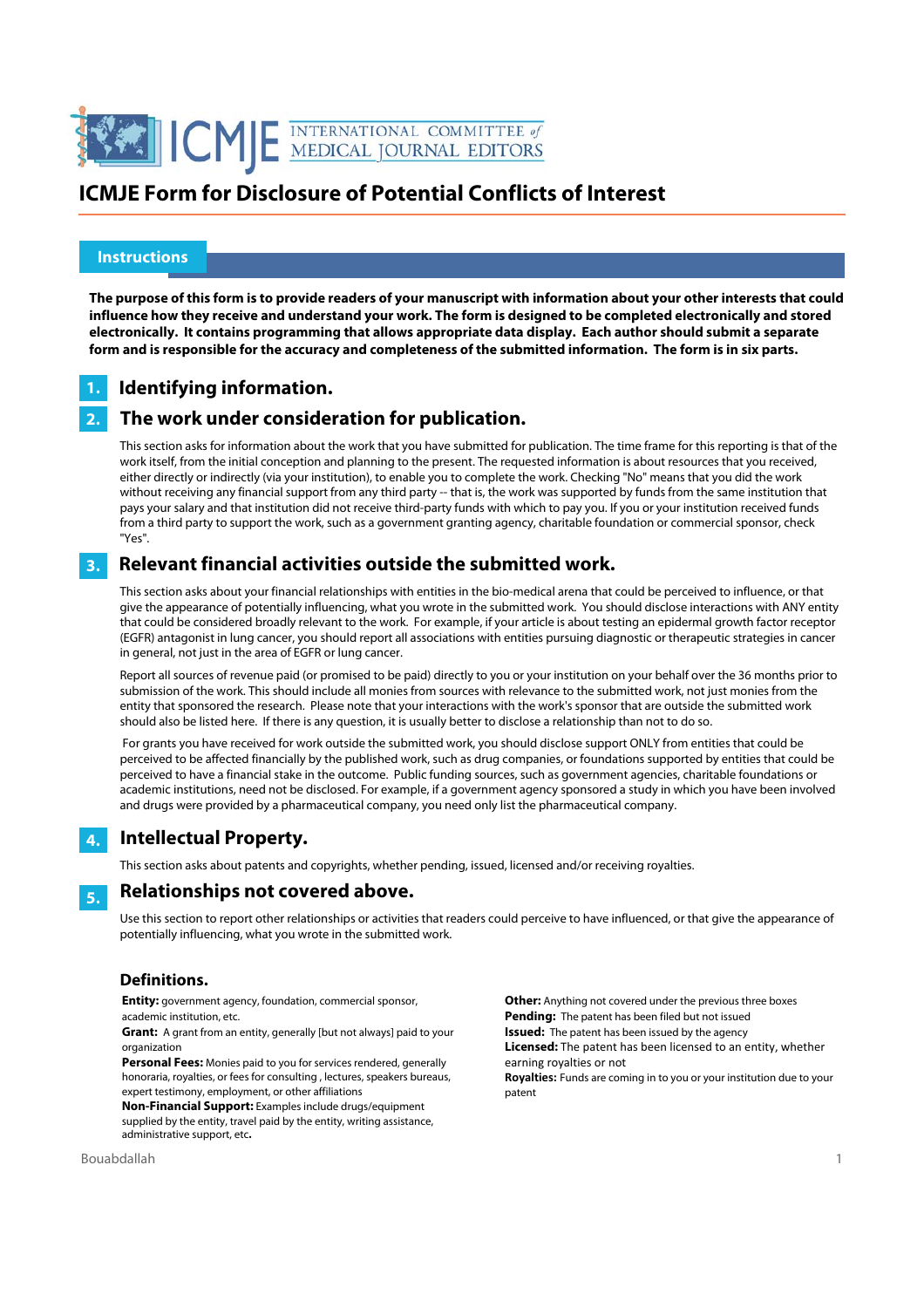# ICMJE Form for Disclosure of Potential Conflicts of Interest

## Instructions

**The purpose of this form is to provide readers of your manuscript with information about your other interests that could influence how they receive and understand your work. The form is designed to be completed electronically and stored electronically. It contains programming that allows appropriate data display. Each author should submit a separate form and is responsible for the accuracy and completeness of the submitted information. The form is in six parts.**

### 1. Identifying information.

### 2. The work under consideration for publication.

This section asks for information about the work that you have submitted for publication. The time frame for this reporting is that of the work itself, from the initial conception and planning to the present. The requested information is about resources that you received, either directly or indirectly (via your institution), to enable you to complete the work. Checking "No" means that you did the work without receiving any financial support from any third party -- that is, the work was supported by funds from the same institution that pays your salary and that institution did not receive third-party funds with which to pay you. If you or your institution received funds from a third party to support the work, such as a government granting agency, charitable foundation or commercial sponsor, check "Yes".

### 3. Relevant financial activities outside the submitted work.

This section asks about your financial relationships with entities in the bio-medical arena that could be perceived to influence, or that give the appearance of potentially influencing, what you wrote in the submitted work. You should disclose interactions with ANY entity that could be considered broadly relevant to the work. For example, if your article is about testing an epidermal growth factor receptor (EGFR) antagonist in lung cancer, you should report all associations with entities pursuing diagnostic or therapeutic strategies in cancer in general, not just in the area of EGFR or lung cancer.

Report all sources of revenue paid (or promised to be paid) directly to you or your institution on your behalf over the 36 months prior to submission of the work. This should include all monies from sources with relevance to the submitted work, not just monies from the entity that sponsored the research. Please note that your interactions with the work's sponsor that are outside the submitted work should also be listed here. If there is any question, it is usually better to disclose a relationship than not to do so.

For grants you have received for work outside the submitted work, you should disclose support ONLY from entities that could be perceived to be affected financially by the published work, such as drug companies, or foundations supported by entities that could be perceived to have a financial stake in the outcome. Public funding sources, such as government agencies, charitable foundations or academic institutions, need not be disclosed. For example, if a government agency sponsored a study in which you have been involved and drugs were provided by a pharmaceutical company, you need only list the pharmaceutical company.

### 4. Intellectual Property.

This section asks about patents and copyrights, whether pending, issued, licensed and/or receiving royalties.

### 5. Relationships not covered above.

Use this section to report other relationships or activities that readers could perceive to have influenced, or that give the appearance of potentially influencing, what you wrote in the submitted work.

### Definitions.

**Entity:** government agency, foundation, commercial sponsor, academic institution, etc.

**Grant:** A grant from an entity, generally [but not always] paid to your organization

**Personal Fees:** Monies paid to you for services rendered, generally honoraria, royalties, or fees for consulting , lectures, speakers bureaus, expert testimony, employment, or other affiliations

**Non-Financial Support:** Examples include drugs/equipment supplied by the entity, travel paid by the entity, writing assistance, administrative support, etc**.**

**Other:** Anything not covered under the previous three boxes

**Pending:** The patent has been filed but not issued

**Issued:** The patent has been issued by the agency

**Licensed:** The patent has been licensed to an entity, whether earning royalties or not

**Royalties:** Funds are coming in to you or your institution due to your patent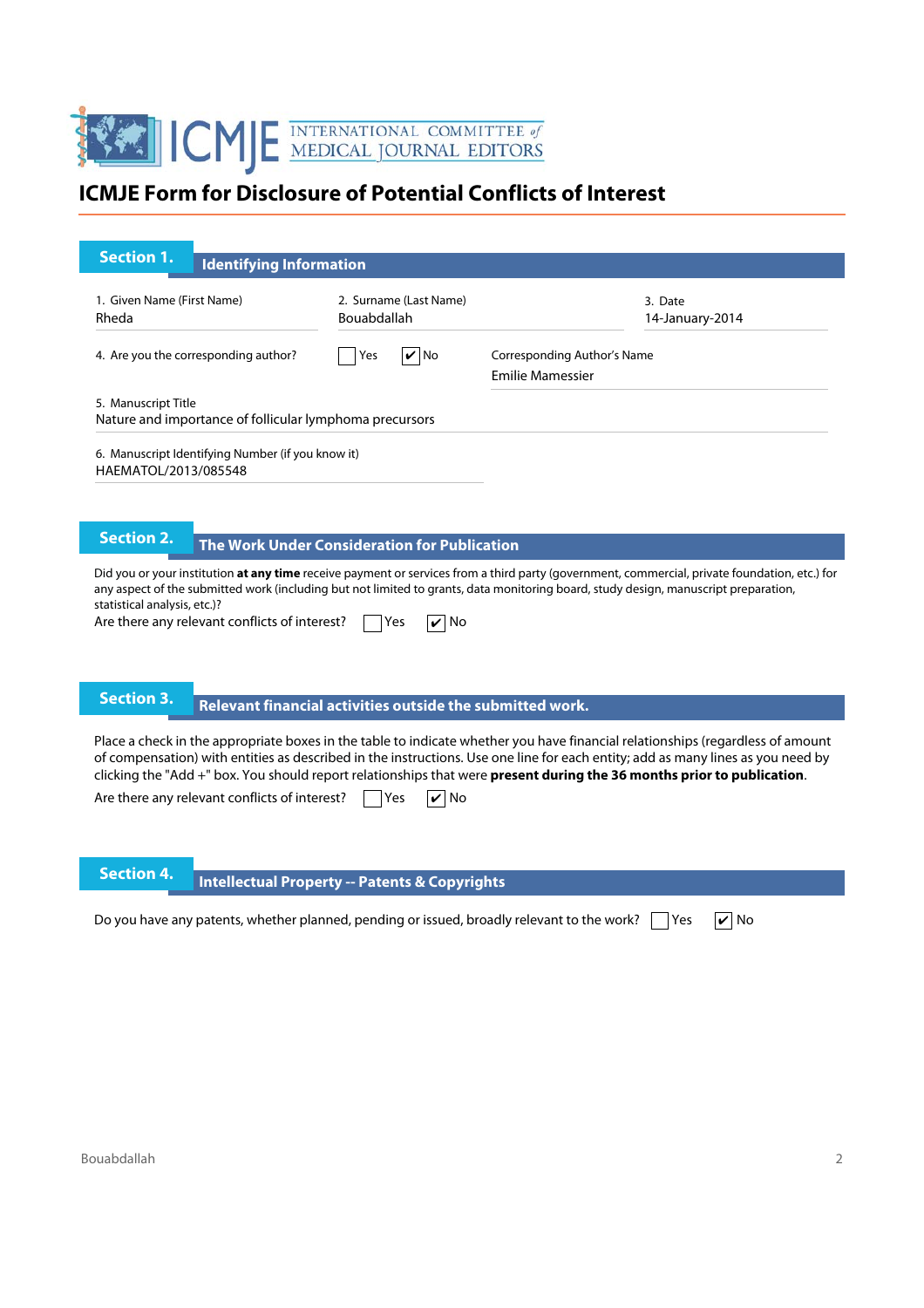ICMJE INTERNATIONAL COMMITTEE of MEDICAL JOURNAL EDITORS

# ICMJE Form for Disclosure of Potential Conflicts of Interest

## Section 1. Identifying Information

1. Given Name (First Name)
Rheda

2. Surname (Last Name)
Bouabdallah

3. Date
14-January-2014

4. Are you the corresponding author? ☐ Yes ☑ No

Corresponding Author's Name
Emilie Mamessier

5. Manuscript Title
Nature and importance of follicular lymphoma precursors

6. Manuscript Identifying Number (if you know it)
HAEMATOL/2013/085548

## Section 2. The Work Under Consideration for Publication

Did you or your institution **at any time** receive payment or services from a third party (government, commercial, private foundation, etc.) for any aspect of the submitted work (including but not limited to grants, data monitoring board, study design, manuscript preparation, statistical analysis, etc.)?

Are there any relevant conflicts of interest? ☐ Yes ☑ No

## Section 3. Relevant financial activities outside the submitted work.

Place a check in the appropriate boxes in the table to indicate whether you have financial relationships (regardless of amount of compensation) with entities as described in the instructions. Use one line for each entity; add as many lines as you need by clicking the "Add +" box. You should report relationships that were **present during the 36 months prior to publication**.

Are there any relevant conflicts of interest? ☐ Yes ☑ No

## Section 4. Intellectual Property -- Patents & Copyrights

Do you have any patents, whether planned, pending or issued, broadly relevant to the work? ☐ Yes ☑ No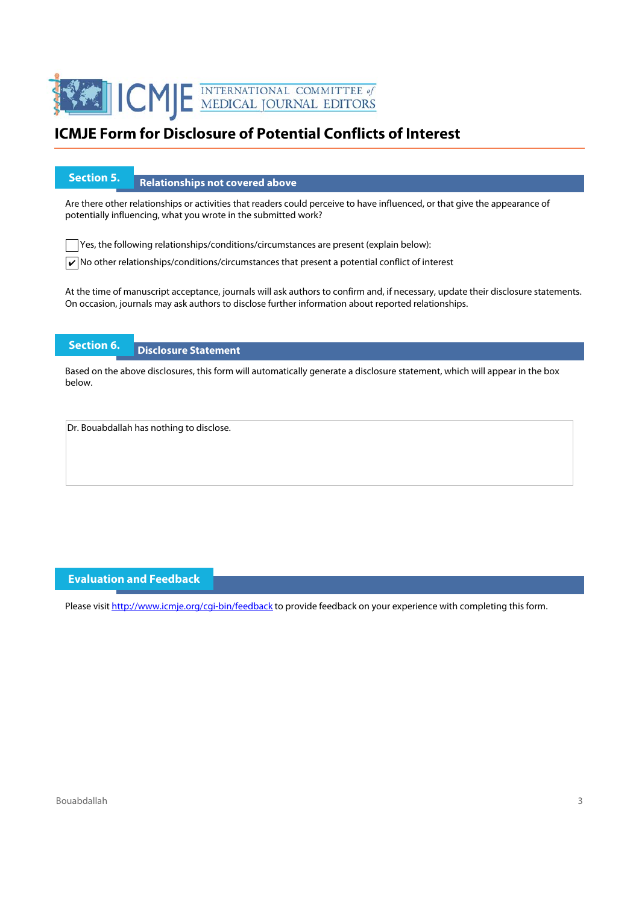# ICMJE Form for Disclosure of Potential Conflicts of Interest

## Section 5. Relationships not covered above

Are there other relationships or activities that readers could perceive to have influenced, or that give the appearance of potentially influencing, what you wrote in the submitted work?

☐ Yes, the following relationships/conditions/circumstances are present (explain below):

☑ No other relationships/conditions/circumstances that present a potential conflict of interest

At the time of manuscript acceptance, journals will ask authors to confirm and, if necessary, update their disclosure statements. On occasion, journals may ask authors to disclose further information about reported relationships.

## Section 6. Disclosure Statement

Based on the above disclosures, this form will automatically generate a disclosure statement, which will appear in the box below.

Dr. Bouabdallah has nothing to disclose.

## Evaluation and Feedback

Please visit http://www.icmje.org/cgi-bin/feedback to provide feedback on your experience with completing this form.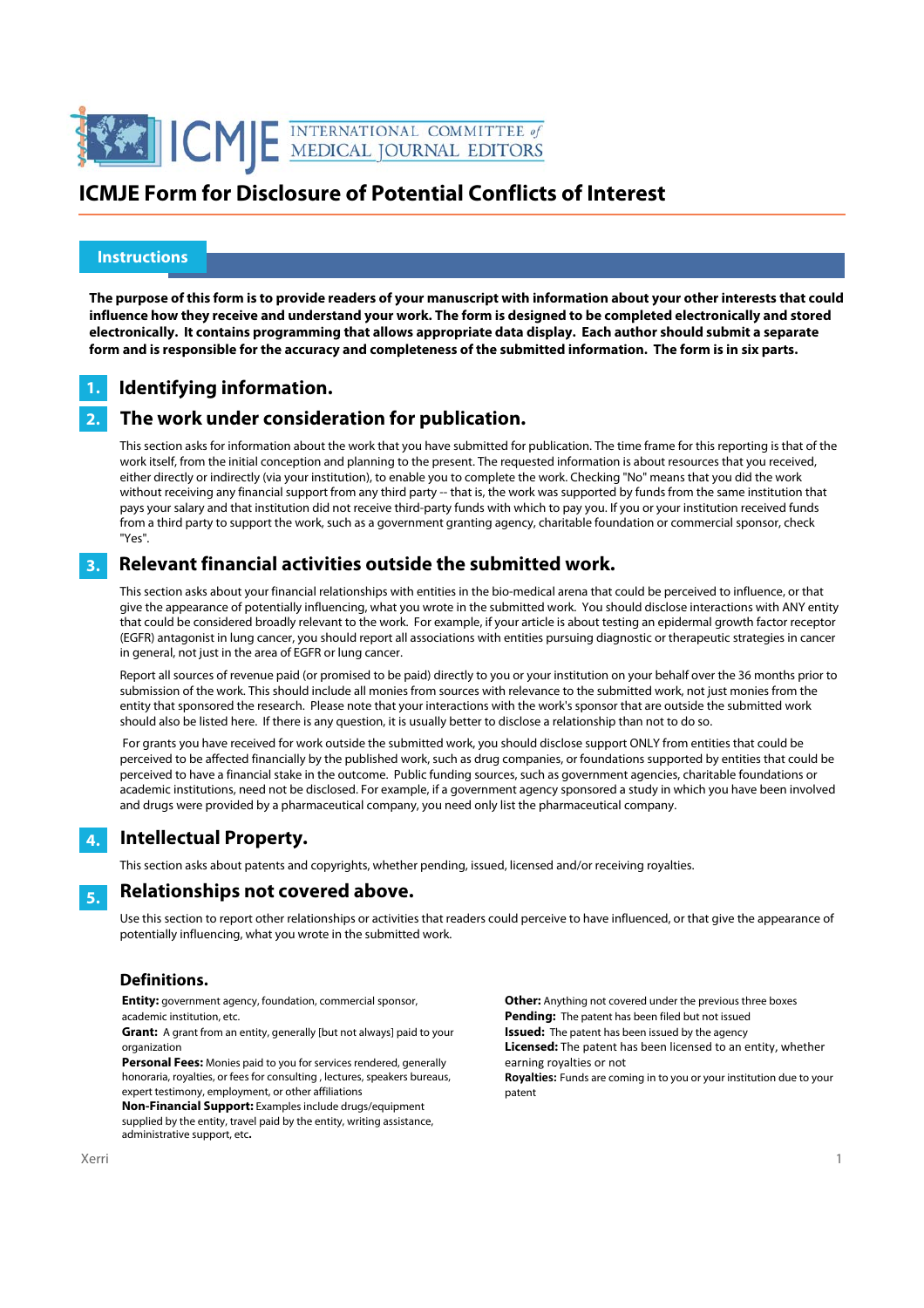# ICMJE Form for Disclosure of Potential Conflicts of Interest

## Instructions

**The purpose of this form is to provide readers of your manuscript with information about your other interests that could influence how they receive and understand your work. The form is designed to be completed electronically and stored electronically. It contains programming that allows appropriate data display. Each author should submit a separate form and is responsible for the accuracy and completeness of the submitted information. The form is in six parts.**

### 1. Identifying information.

### 2. The work under consideration for publication.

This section asks for information about the work that you have submitted for publication. The time frame for this reporting is that of the work itself, from the initial conception and planning to the present. The requested information is about resources that you received, either directly or indirectly (via your institution), to enable you to complete the work. Checking "No" means that you did the work without receiving any financial support from any third party -- that is, the work was supported by funds from the same institution that pays your salary and that institution did not receive third-party funds with which to pay you. If you or your institution received funds from a third party to support the work, such as a government granting agency, charitable foundation or commercial sponsor, check "Yes".

### 3. Relevant financial activities outside the submitted work.

This section asks about your financial relationships with entities in the bio-medical arena that could be perceived to influence, or that give the appearance of potentially influencing, what you wrote in the submitted work. You should disclose interactions with ANY entity that could be considered broadly relevant to the work. For example, if your article is about testing an epidermal growth factor receptor (EGFR) antagonist in lung cancer, you should report all associations with entities pursuing diagnostic or therapeutic strategies in cancer in general, not just in the area of EGFR or lung cancer.

Report all sources of revenue paid (or promised to be paid) directly to you or your institution on your behalf over the 36 months prior to submission of the work. This should include all monies from sources with relevance to the submitted work, not just monies from the entity that sponsored the research. Please note that your interactions with the work's sponsor that are outside the submitted work should also be listed here. If there is any question, it is usually better to disclose a relationship than not to do so.

For grants you have received for work outside the submitted work, you should disclose support ONLY from entities that could be perceived to be affected financially by the published work, such as drug companies, or foundations supported by entities that could be perceived to have a financial stake in the outcome. Public funding sources, such as government agencies, charitable foundations or academic institutions, need not be disclosed. For example, if a government agency sponsored a study in which you have been involved and drugs were provided by a pharmaceutical company, you need only list the pharmaceutical company.

### 4. Intellectual Property.

This section asks about patents and copyrights, whether pending, issued, licensed and/or receiving royalties.

### 5. Relationships not covered above.

Use this section to report other relationships or activities that readers could perceive to have influenced, or that give the appearance of potentially influencing, what you wrote in the submitted work.

### Definitions.

**Entity:** government agency, foundation, commercial sponsor, academic institution, etc.

**Grant:** A grant from an entity, generally [but not always] paid to your organization

**Personal Fees:** Monies paid to you for services rendered, generally honoraria, royalties, or fees for consulting , lectures, speakers bureaus, expert testimony, employment, or other affiliations

**Non-Financial Support:** Examples include drugs/equipment supplied by the entity, travel paid by the entity, writing assistance, administrative support, etc**.**

**Other:** Anything not covered under the previous three boxes

**Pending:** The patent has been filed but not issued

**Issued:** The patent has been issued by the agency

**Licensed:** The patent has been licensed to an entity, whether earning royalties or not

**Royalties:** Funds are coming in to you or your institution due to your patent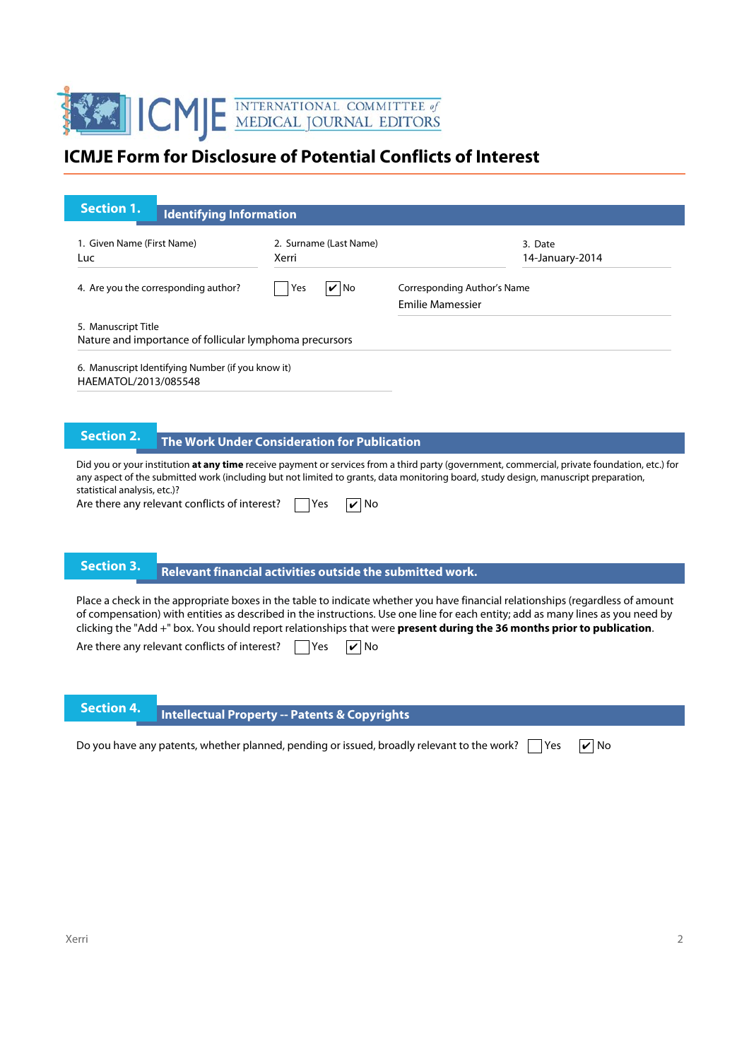# ICMJE Form for Disclosure of Potential Conflicts of Interest

## Section 1. Identifying Information

1. Given Name (First Name)
Luc

2. Surname (Last Name)
Xerri

3. Date
14-January-2014

4. Are you the corresponding author? ☐ Yes ☑ No

Corresponding Author's Name
Emilie Mamessier

5. Manuscript Title
Nature and importance of follicular lymphoma precursors

6. Manuscript Identifying Number (if you know it)
HAEMATOL/2013/085548

## Section 2. The Work Under Consideration for Publication

Did you or your institution **at any time** receive payment or services from a third party (government, commercial, private foundation, etc.) for any aspect of the submitted work (including but not limited to grants, data monitoring board, study design, manuscript preparation, statistical analysis, etc.)?

Are there any relevant conflicts of interest? ☐ Yes ☑ No

## Section 3. Relevant financial activities outside the submitted work.

Place a check in the appropriate boxes in the table to indicate whether you have financial relationships (regardless of amount of compensation) with entities as described in the instructions. Use one line for each entity; add as many lines as you need by clicking the "Add +" box. You should report relationships that were **present during the 36 months prior to publication**.

Are there any relevant conflicts of interest? ☐ Yes ☑ No

## Section 4. Intellectual Property -- Patents & Copyrights

Do you have any patents, whether planned, pending or issued, broadly relevant to the work? ☐ Yes ☑ No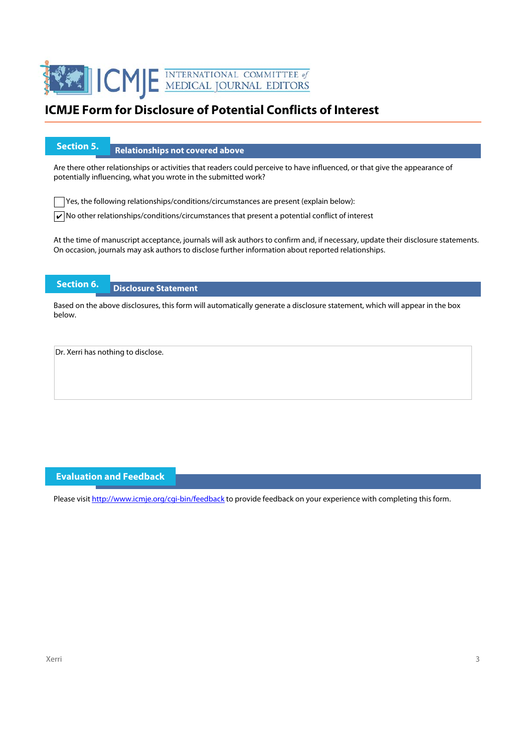# ICMJE Form for Disclosure of Potential Conflicts of Interest

## Section 5. Relationships not covered above

Are there other relationships or activities that readers could perceive to have influenced, or that give the appearance of potentially influencing, what you wrote in the submitted work?

☐ Yes, the following relationships/conditions/circumstances are present (explain below):

☑ No other relationships/conditions/circumstances that present a potential conflict of interest

At the time of manuscript acceptance, journals will ask authors to confirm and, if necessary, update their disclosure statements. On occasion, journals may ask authors to disclose further information about reported relationships.

## Section 6. Disclosure Statement

Based on the above disclosures, this form will automatically generate a disclosure statement, which will appear in the box below.

Dr. Xerri has nothing to disclose.

## Evaluation and Feedback

Please visit http://www.icmje.org/cgi-bin/feedback to provide feedback on your experience with completing this form.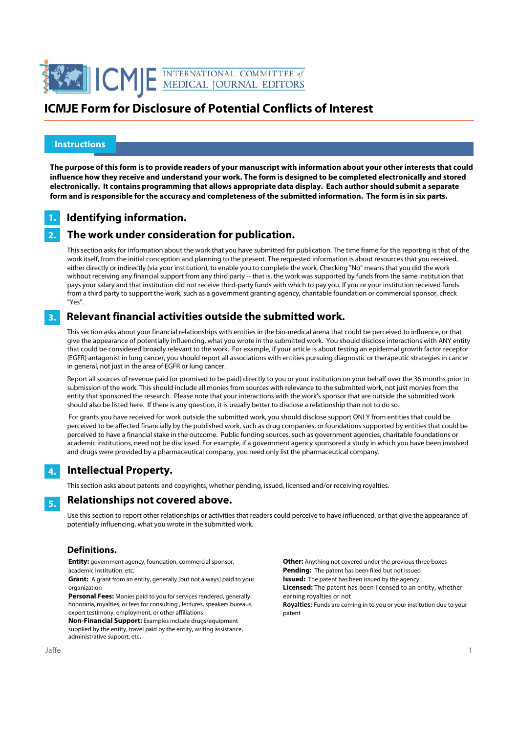# ICMJE Form for Disclosure of Potential Conflicts of Interest

## Instructions

**The purpose of this form is to provide readers of your manuscript with information about your other interests that could influence how they receive and understand your work. The form is designed to be completed electronically and stored electronically. It contains programming that allows appropriate data display. Each author should submit a separate form and is responsible for the accuracy and completeness of the submitted information. The form is in six parts.**

### 1. Identifying information.

### 2. The work under consideration for publication.

This section asks for information about the work that you have submitted for publication. The time frame for this reporting is that of the work itself, from the initial conception and planning to the present. The requested information is about resources that you received, either directly or indirectly (via your institution), to enable you to complete the work. Checking "No" means that you did the work without receiving any financial support from any third party -- that is, the work was supported by funds from the same institution that pays your salary and that institution did not receive third-party funds with which to pay you. If you or your institution received funds from a third party to support the work, such as a government granting agency, charitable foundation or commercial sponsor, check "Yes".

### 3. Relevant financial activities outside the submitted work.

This section asks about your financial relationships with entities in the bio-medical arena that could be perceived to influence, or that give the appearance of potentially influencing, what you wrote in the submitted work. You should disclose interactions with ANY entity that could be considered broadly relevant to the work. For example, if your article is about testing an epidermal growth factor receptor (EGFR) antagonist in lung cancer, you should report all associations with entities pursuing diagnostic or therapeutic strategies in cancer in general, not just in the area of EGFR or lung cancer.

Report all sources of revenue paid (or promised to be paid) directly to you or your institution on your behalf over the 36 months prior to submission of the work. This should include all monies from sources with relevance to the submitted work, not just monies from the entity that sponsored the research. Please note that your interactions with the work's sponsor that are outside the submitted work should also be listed here. If there is any question, it is usually better to disclose a relationship than not to do so.

For grants you have received for work outside the submitted work, you should disclose support ONLY from entities that could be perceived to be affected financially by the published work, such as drug companies, or foundations supported by entities that could be perceived to have a financial stake in the outcome. Public funding sources, such as government agencies, charitable foundations or academic institutions, need not be disclosed. For example, if a government agency sponsored a study in which you have been involved and drugs were provided by a pharmaceutical company, you need only list the pharmaceutical company.

### 4. Intellectual Property.

This section asks about patents and copyrights, whether pending, issued, licensed and/or receiving royalties.

### 5. Relationships not covered above.

Use this section to report other relationships or activities that readers could perceive to have influenced, or that give the appearance of potentially influencing, what you wrote in the submitted work.

### Definitions.

**Entity:** government agency, foundation, commercial sponsor, academic institution, etc.

**Grant:** A grant from an entity, generally [but not always] paid to your organization

**Personal Fees:** Monies paid to you for services rendered, generally honoraria, royalties, or fees for consulting , lectures, speakers bureaus, expert testimony, employment, or other affiliations

**Non-Financial Support:** Examples include drugs/equipment supplied by the entity, travel paid by the entity, writing assistance, administrative support, etc**.**

**Other:** Anything not covered under the previous three boxes

**Pending:** The patent has been filed but not issued

**Issued:** The patent has been issued by the agency

**Licensed:** The patent has been licensed to an entity, whether earning royalties or not

**Royalties:** Funds are coming in to you or your institution due to your patent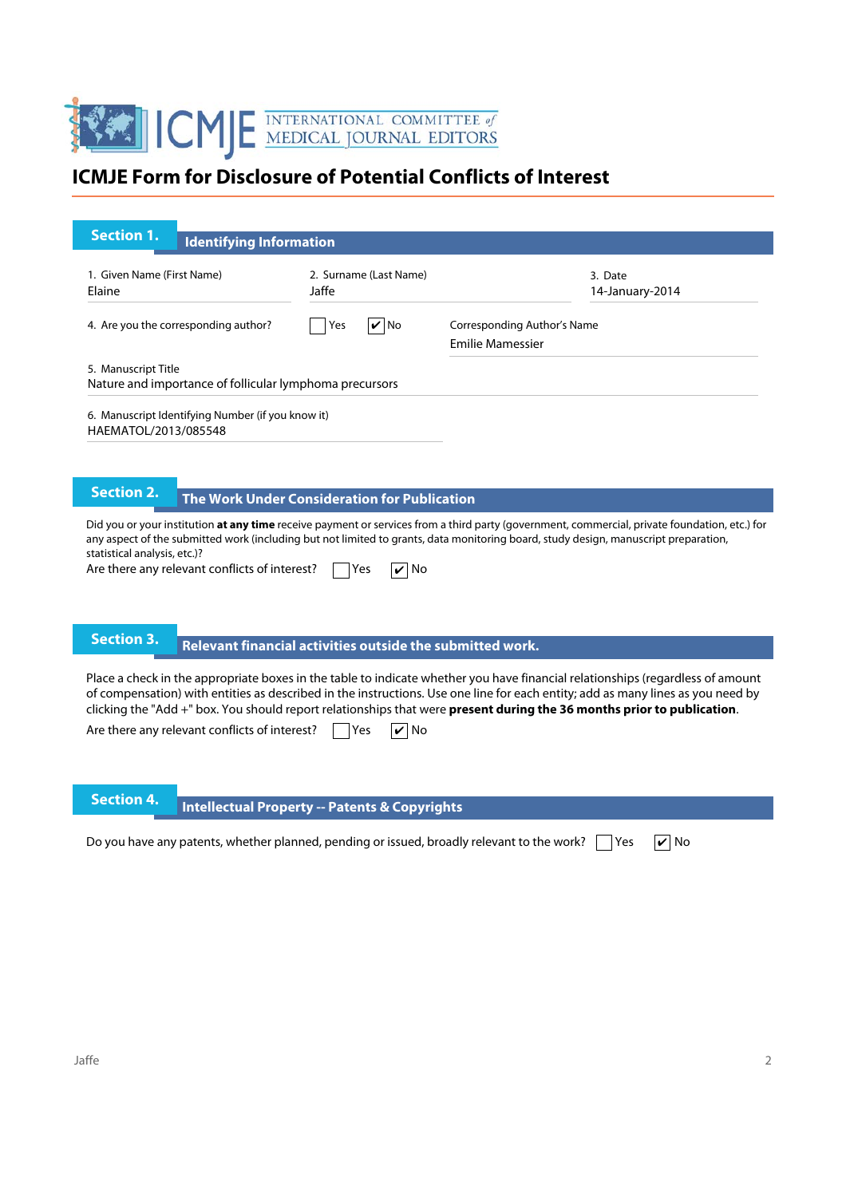# ICMJE Form for Disclosure of Potential Conflicts of Interest

## Section 1. Identifying Information

1. Given Name (First Name)
Elaine

2. Surname (Last Name)
Jaffe

3. Date
14-January-2014

4. Are you the corresponding author? ☐ Yes ☑ No

Corresponding Author's Name
Emilie Mamessier

5. Manuscript Title
Nature and importance of follicular lymphoma precursors

6. Manuscript Identifying Number (if you know it)
HAEMATOL/2013/085548

## Section 2. The Work Under Consideration for Publication

Did you or your institution **at any time** receive payment or services from a third party (government, commercial, private foundation, etc.) for any aspect of the submitted work (including but not limited to grants, data monitoring board, study design, manuscript preparation, statistical analysis, etc.)?

Are there any relevant conflicts of interest? ☐ Yes ☑ No

## Section 3. Relevant financial activities outside the submitted work.

Place a check in the appropriate boxes in the table to indicate whether you have financial relationships (regardless of amount of compensation) with entities as described in the instructions. Use one line for each entity; add as many lines as you need by clicking the "Add +" box. You should report relationships that were **present during the 36 months prior to publication**.

Are there any relevant conflicts of interest? ☐ Yes ☑ No

## Section 4. Intellectual Property -- Patents & Copyrights

Do you have any patents, whether planned, pending or issued, broadly relevant to the work? ☐ Yes ☑ No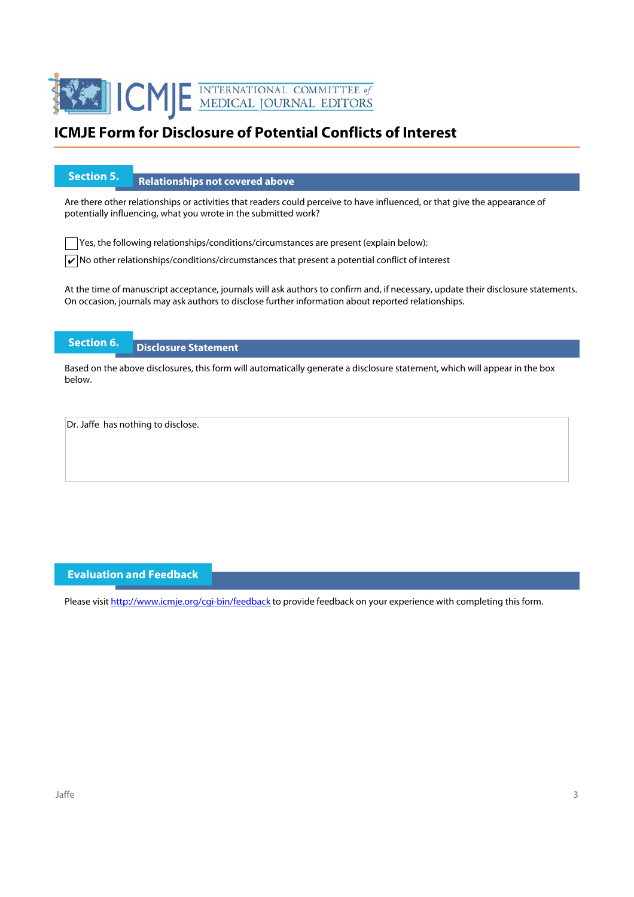# ICMJE Form for Disclosure of Potential Conflicts of Interest

## Section 5. Relationships not covered above

Are there other relationships or activities that readers could perceive to have influenced, or that give the appearance of potentially influencing, what you wrote in the submitted work?

☐ Yes, the following relationships/conditions/circumstances are present (explain below):

☑ No other relationships/conditions/circumstances that present a potential conflict of interest

At the time of manuscript acceptance, journals will ask authors to confirm and, if necessary, update their disclosure statements. On occasion, journals may ask authors to disclose further information about reported relationships.

## Section 6. Disclosure Statement

Based on the above disclosures, this form will automatically generate a disclosure statement, which will appear in the box below.

Dr. Jaffe has nothing to disclose.

## Evaluation and Feedback

Please visit http://www.icmje.org/cgi-bin/feedback to provide feedback on your experience with completing this form.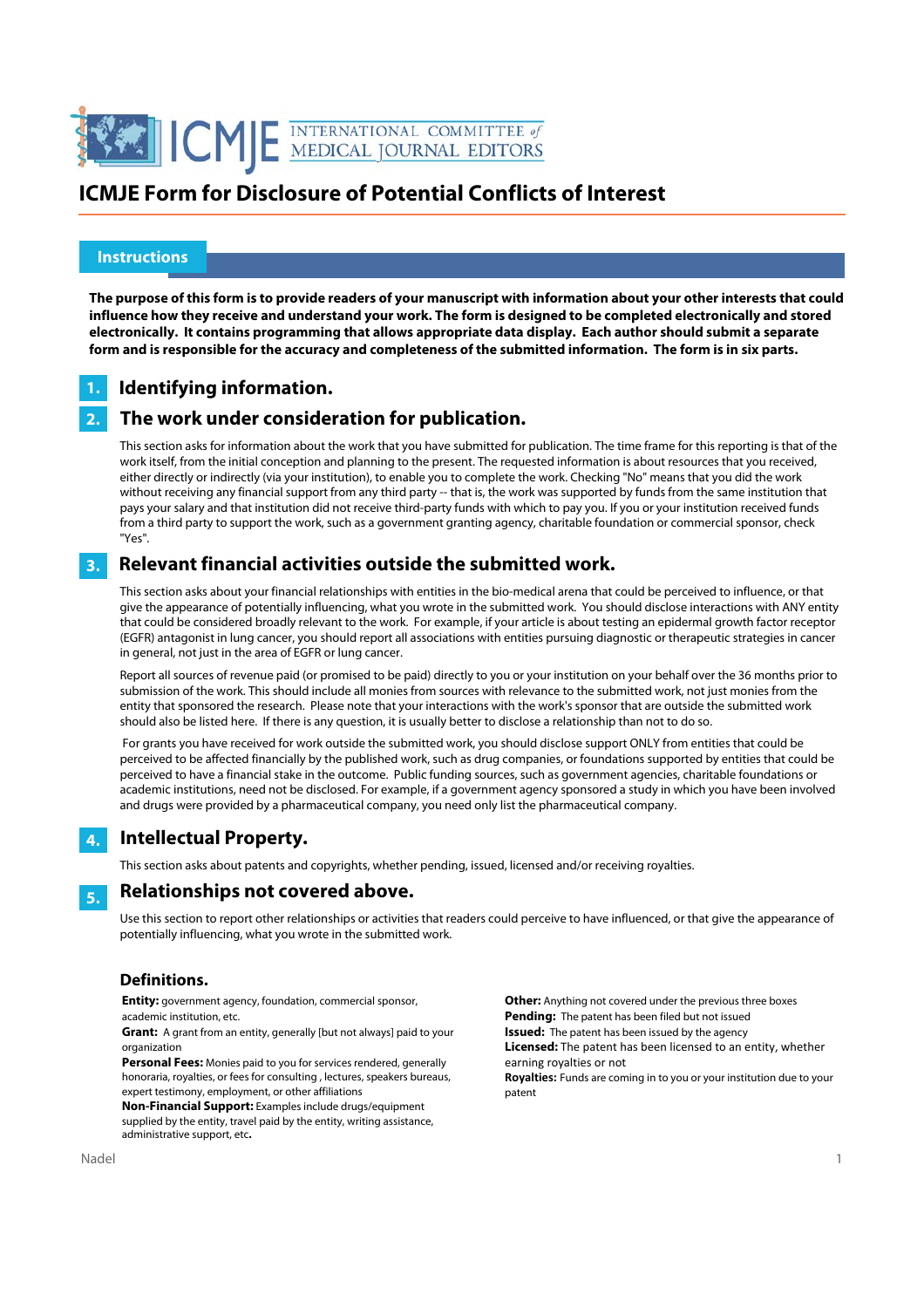# ICMJE Form for Disclosure of Potential Conflicts of Interest

## Instructions

**The purpose of this form is to provide readers of your manuscript with information about your other interests that could influence how they receive and understand your work. The form is designed to be completed electronically and stored electronically. It contains programming that allows appropriate data display. Each author should submit a separate form and is responsible for the accuracy and completeness of the submitted information. The form is in six parts.**

### 1. Identifying information.

### 2. The work under consideration for publication.

This section asks for information about the work that you have submitted for publication. The time frame for this reporting is that of the work itself, from the initial conception and planning to the present. The requested information is about resources that you received, either directly or indirectly (via your institution), to enable you to complete the work. Checking "No" means that you did the work without receiving any financial support from any third party -- that is, the work was supported by funds from the same institution that pays your salary and that institution did not receive third-party funds with which to pay you. If you or your institution received funds from a third party to support the work, such as a government granting agency, charitable foundation or commercial sponsor, check "Yes".

### 3. Relevant financial activities outside the submitted work.

This section asks about your financial relationships with entities in the bio-medical arena that could be perceived to influence, or that give the appearance of potentially influencing, what you wrote in the submitted work. You should disclose interactions with ANY entity that could be considered broadly relevant to the work. For example, if your article is about testing an epidermal growth factor receptor (EGFR) antagonist in lung cancer, you should report all associations with entities pursuing diagnostic or therapeutic strategies in cancer in general, not just in the area of EGFR or lung cancer.

Report all sources of revenue paid (or promised to be paid) directly to you or your institution on your behalf over the 36 months prior to submission of the work. This should include all monies from sources with relevance to the submitted work, not just monies from the entity that sponsored the research. Please note that your interactions with the work's sponsor that are outside the submitted work should also be listed here. If there is any question, it is usually better to disclose a relationship than not to do so.

For grants you have received for work outside the submitted work, you should disclose support ONLY from entities that could be perceived to be affected financially by the published work, such as drug companies, or foundations supported by entities that could be perceived to have a financial stake in the outcome. Public funding sources, such as government agencies, charitable foundations or academic institutions, need not be disclosed. For example, if a government agency sponsored a study in which you have been involved and drugs were provided by a pharmaceutical company, you need only list the pharmaceutical company.

### 4. Intellectual Property.

This section asks about patents and copyrights, whether pending, issued, licensed and/or receiving royalties.

### 5. Relationships not covered above.

Use this section to report other relationships or activities that readers could perceive to have influenced, or that give the appearance of potentially influencing, what you wrote in the submitted work.

### Definitions.

**Entity:** government agency, foundation, commercial sponsor, academic institution, etc.

**Grant:** A grant from an entity, generally [but not always] paid to your organization

**Personal Fees:** Monies paid to you for services rendered, generally honoraria, royalties, or fees for consulting , lectures, speakers bureaus, expert testimony, employment, or other affiliations

**Non-Financial Support:** Examples include drugs/equipment supplied by the entity, travel paid by the entity, writing assistance, administrative support, etc**.**

**Other:** Anything not covered under the previous three boxes

**Pending:** The patent has been filed but not issued

**Issued:** The patent has been issued by the agency

**Licensed:** The patent has been licensed to an entity, whether earning royalties or not

**Royalties:** Funds are coming in to you or your institution due to your patent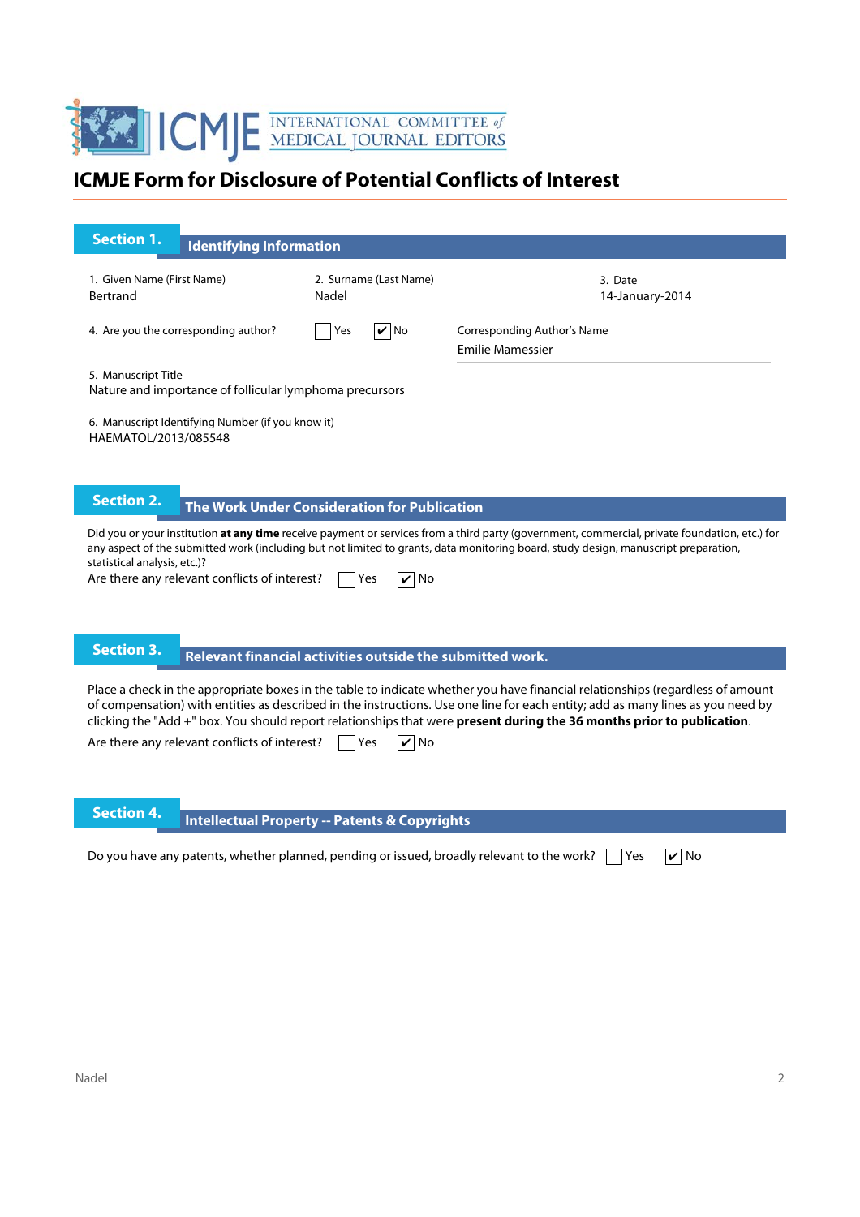# ICMJE Form for Disclosure of Potential Conflicts of Interest

## Section 1. Identifying Information

1. Given Name (First Name)
Bertrand

2. Surname (Last Name)
Nadel

3. Date
14-January-2014

4. Are you the corresponding author? ☐ Yes ☑ No

Corresponding Author's Name
Emilie Mamessier

5. Manuscript Title
Nature and importance of follicular lymphoma precursors

6. Manuscript Identifying Number (if you know it)
HAEMATOL/2013/085548

## Section 2. The Work Under Consideration for Publication

Did you or your institution **at any time** receive payment or services from a third party (government, commercial, private foundation, etc.) for any aspect of the submitted work (including but not limited to grants, data monitoring board, study design, manuscript preparation, statistical analysis, etc.)?

Are there any relevant conflicts of interest? ☐ Yes ☑ No

## Section 3. Relevant financial activities outside the submitted work.

Place a check in the appropriate boxes in the table to indicate whether you have financial relationships (regardless of amount of compensation) with entities as described in the instructions. Use one line for each entity; add as many lines as you need by clicking the "Add +" box. You should report relationships that were **present during the 36 months prior to publication**.

Are there any relevant conflicts of interest? ☐ Yes ☑ No

## Section 4. Intellectual Property -- Patents & Copyrights

Do you have any patents, whether planned, pending or issued, broadly relevant to the work? ☐ Yes ☑ No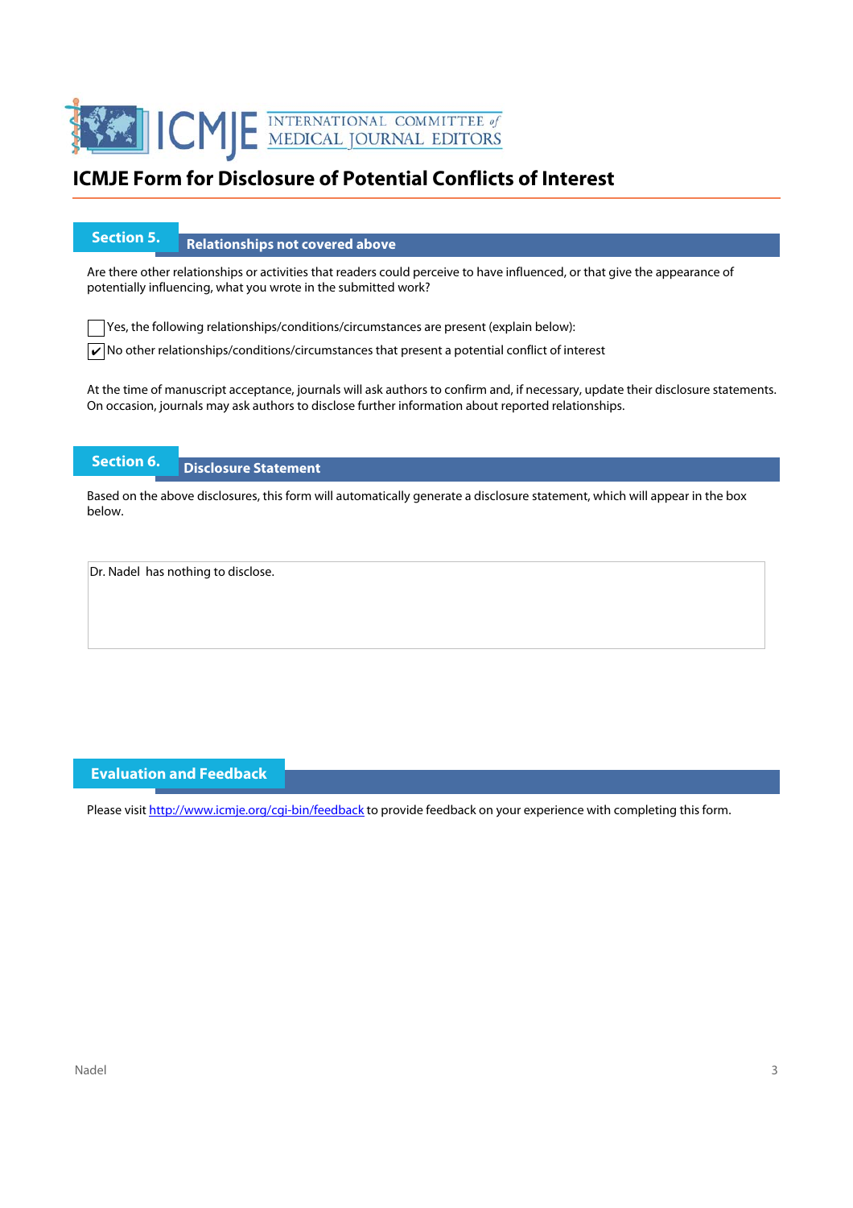# ICMJE Form for Disclosure of Potential Conflicts of Interest

## Section 5. Relationships not covered above

Are there other relationships or activities that readers could perceive to have influenced, or that give the appearance of potentially influencing, what you wrote in the submitted work?

- [ ] Yes, the following relationships/conditions/circumstances are present (explain below):
- [x] No other relationships/conditions/circumstances that present a potential conflict of interest

At the time of manuscript acceptance, journals will ask authors to confirm and, if necessary, update their disclosure statements. On occasion, journals may ask authors to disclose further information about reported relationships.

## Section 6. Disclosure Statement

Based on the above disclosures, this form will automatically generate a disclosure statement, which will appear in the box below.

Dr. Nadel has nothing to disclose.

## Evaluation and Feedback

Please visit http://www.icmje.org/cgi-bin/feedback to provide feedback on your experience with completing this form.